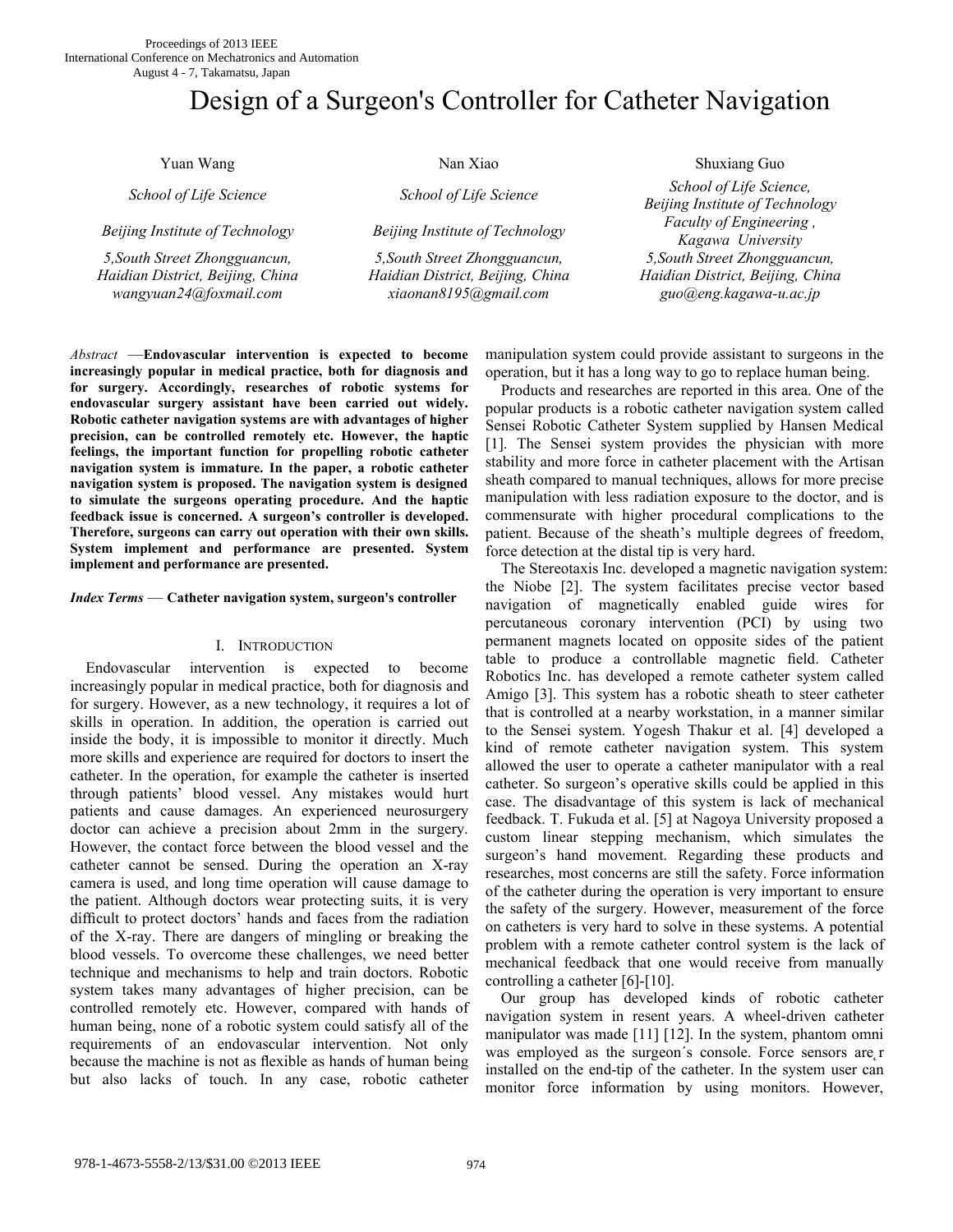# Design of a Surgeon's Controller for Catheter Navigation

Yuan Wang
*School of Life Science*
*Beijing Institute of Technology*
*5,South Street Zhongguancun, Haidian District, Beijing, China*
*wangyuan24@foxmail.com*

Nan Xiao
*School of Life Science*
*Beijing Institute of Technology*
*5,South Street Zhongguancun, Haidian District, Beijing, China*
*xiaonan8195@gmail.com*

Shuxiang Guo
*School of Life Science, Beijing Institute of Technology*
*Faculty of Engineering , Kagawa University*
*5,South Street Zhongguancun, Haidian District, Beijing, China*
*guo@eng.kagawa-u.ac.jp*

*Abstract* —**Endovascular intervention is expected to become increasingly popular in medical practice, both for diagnosis and for surgery. Accordingly, researches of robotic systems for endovascular surgery assistant have been carried out widely. Robotic catheter navigation systems are with advantages of higher precision, can be controlled remotely etc. However, the haptic feelings, the important function for propelling robotic catheter navigation system is immature. In the paper, a robotic catheter navigation system is proposed. The navigation system is designed to simulate the surgeons operating procedure. And the haptic feedback issue is concerned. A surgeon's controller is developed. Therefore, surgeons can carry out operation with their own skills. System implement and performance are presented. System implement and performance are presented.**

*Index Terms* — **Catheter navigation system, surgeon's controller**

## I. INTRODUCTION

Endovascular intervention is expected to become increasingly popular in medical practice, both for diagnosis and for surgery. However, as a new technology, it requires a lot of skills in operation. In addition, the operation is carried out inside the body, it is impossible to monitor it directly. Much more skills and experience are required for doctors to insert the catheter. In the operation, for example the catheter is inserted through patients' blood vessel. Any mistakes would hurt patients and cause damages. An experienced neurosurgery doctor can achieve a precision about 2mm in the surgery. However, the contact force between the blood vessel and the catheter cannot be sensed. During the operation an X-ray camera is used, and long time operation will cause damage to the patient. Although doctors wear protecting suits, it is very difficult to protect doctors' hands and faces from the radiation of the X-ray. There are dangers of mingling or breaking the blood vessels. To overcome these challenges, we need better technique and mechanisms to help and train doctors. Robotic system takes many advantages of higher precision, can be controlled remotely etc. However, compared with hands of human being, none of a robotic system could satisfy all of the requirements of an endovascular intervention. Not only because the machine is not as flexible as hands of human being but also lacks of touch. In any case, robotic catheter manipulation system could provide assistant to surgeons in the operation, but it has a long way to go to replace human being.

Products and researches are reported in this area. One of the popular products is a robotic catheter navigation system called Sensei Robotic Catheter System supplied by Hansen Medical [1]. The Sensei system provides the physician with more stability and more force in catheter placement with the Artisan sheath compared to manual techniques, allows for more precise manipulation with less radiation exposure to the doctor, and is commensurate with higher procedural complications to the patient. Because of the sheath's multiple degrees of freedom, force detection at the distal tip is very hard.

The Stereotaxis Inc. developed a magnetic navigation system: the Niobe [2]. The system facilitates precise vector based navigation of magnetically enabled guide wires for percutaneous coronary intervention (PCI) by using two permanent magnets located on opposite sides of the patient table to produce a controllable magnetic field. Catheter Robotics Inc. has developed a remote catheter system called Amigo [3]. This system has a robotic sheath to steer catheter that is controlled at a nearby workstation, in a manner similar to the Sensei system. Yogesh Thakur et al. [4] developed a kind of remote catheter navigation system. This system allowed the user to operate a catheter manipulator with a real catheter. So surgeon's operative skills could be applied in this case. The disadvantage of this system is lack of mechanical feedback. T. Fukuda et al. [5] at Nagoya University proposed a custom linear stepping mechanism, which simulates the surgeon's hand movement. Regarding these products and researches, most concerns are still the safety. Force information of the catheter during the operation is very important to ensure the safety of the surgery. However, measurement of the force on catheters is very hard to solve in these systems. A potential problem with a remote catheter control system is the lack of mechanical feedback that one would receive from manually controlling a catheter [6]-[10].

Our group has developed kinds of robotic catheter navigation system in resent years. A wheel-driven catheter manipulator was made [11] [12]. In the system, phantom omni was employed as the surgeon´s console. Force sensors are r installed on the end-tip of the catheter. In the system user can monitor force information by using monitors. However,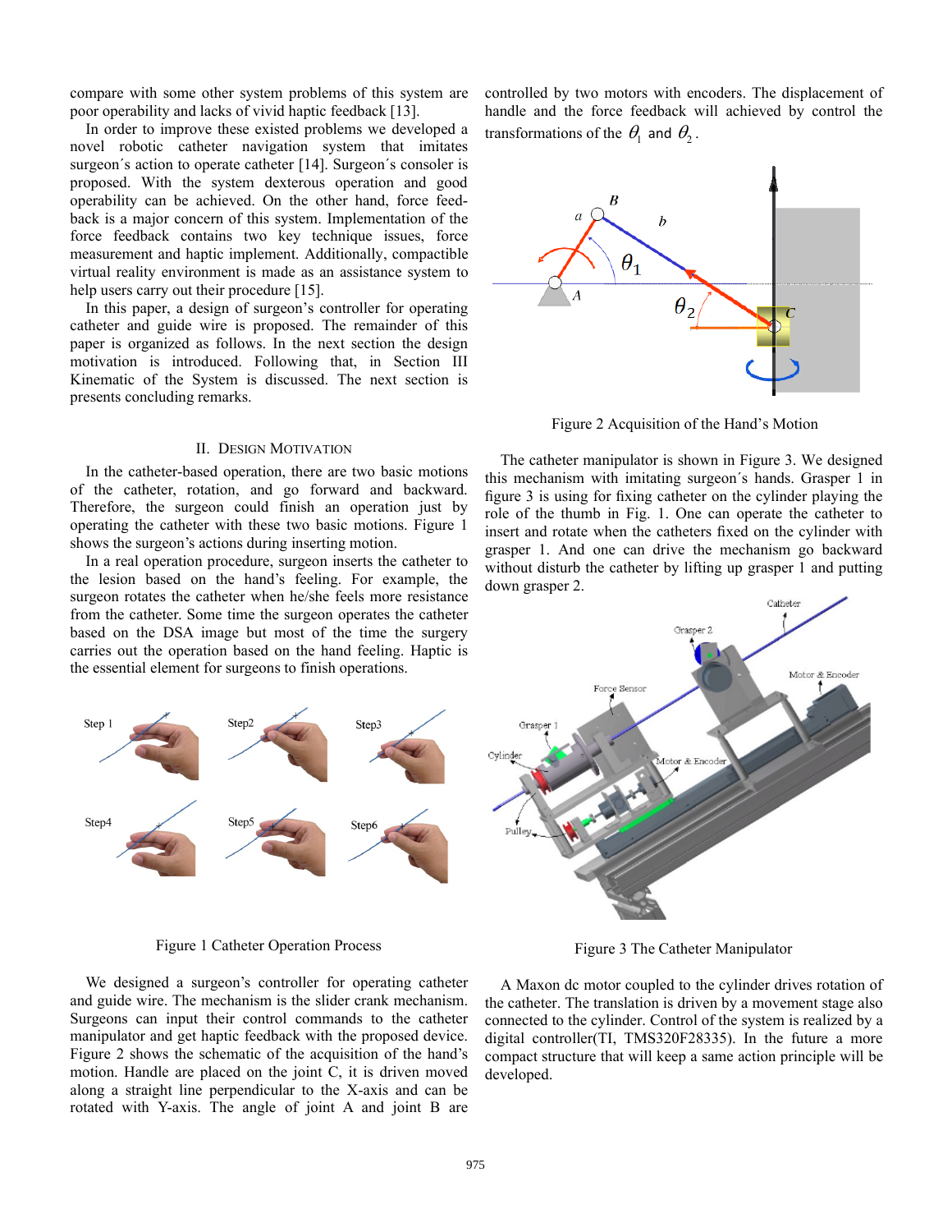compare with some other system problems of this system are poor operability and lacks of vivid haptic feedback [13].

In order to improve these existed problems we developed a novel robotic catheter navigation system that imitates surgeon´s action to operate catheter [14]. Surgeon´s consoler is proposed. With the system dexterous operation and good operability can be achieved. On the other hand, force feedback is a major concern of this system. Implementation of the force feedback contains two key technique issues, force measurement and haptic implement. Additionally, compactible virtual reality environment is made as an assistance system to help users carry out their procedure [15].

In this paper, a design of surgeon's controller for operating catheter and guide wire is proposed. The remainder of this paper is organized as follows. In the next section the design motivation is introduced. Following that, in Section III Kinematic of the System is discussed. The next section is presents concluding remarks.

## II. Design Motivation

In the catheter-based operation, there are two basic motions of the catheter, rotation, and go forward and backward. Therefore, the surgeon could finish an operation just by operating the catheter with these two basic motions. Figure 1 shows the surgeon's actions during inserting motion.

In a real operation procedure, surgeon inserts the catheter to the lesion based on the hand's feeling. For example, the surgeon rotates the catheter when he/she feels more resistance from the catheter. Some time the surgeon operates the catheter based on the DSA image but most of the time the surgery carries out the operation based on the hand feeling. Haptic is the essential element for surgeons to finish operations.

Figure 1 Catheter Operation Process

We designed a surgeon's controller for operating catheter and guide wire. The mechanism is the slider crank mechanism. Surgeons can input their control commands to the catheter manipulator and get haptic feedback with the proposed device. Figure 2 shows the schematic of the acquisition of the hand's motion. Handle are placed on the joint C, it is driven moved along a straight line perpendicular to the X-axis and can be rotated with Y-axis. The angle of joint A and joint B are controlled by two motors with encoders. The displacement of handle and the force feedback will achieved by control the transformations of the $\theta_1$ and $\theta_2$.

Figure 2 Acquisition of the Hand's Motion

The catheter manipulator is shown in Figure 3. We designed this mechanism with imitating surgeon´s hands. Grasper 1 in figure 3 is using for fixing catheter on the cylinder playing the role of the thumb in Fig. 1. One can operate the catheter to insert and rotate when the catheters fixed on the cylinder with grasper 1. And one can drive the mechanism go backward without disturb the catheter by lifting up grasper 1 and putting down grasper 2.

Figure 3 The Catheter Manipulator

A Maxon dc motor coupled to the cylinder drives rotation of the catheter. The translation is driven by a movement stage also connected to the cylinder. Control of the system is realized by a digital controller(TI, TMS320F28335). In the future a more compact structure that will keep a same action principle will be developed.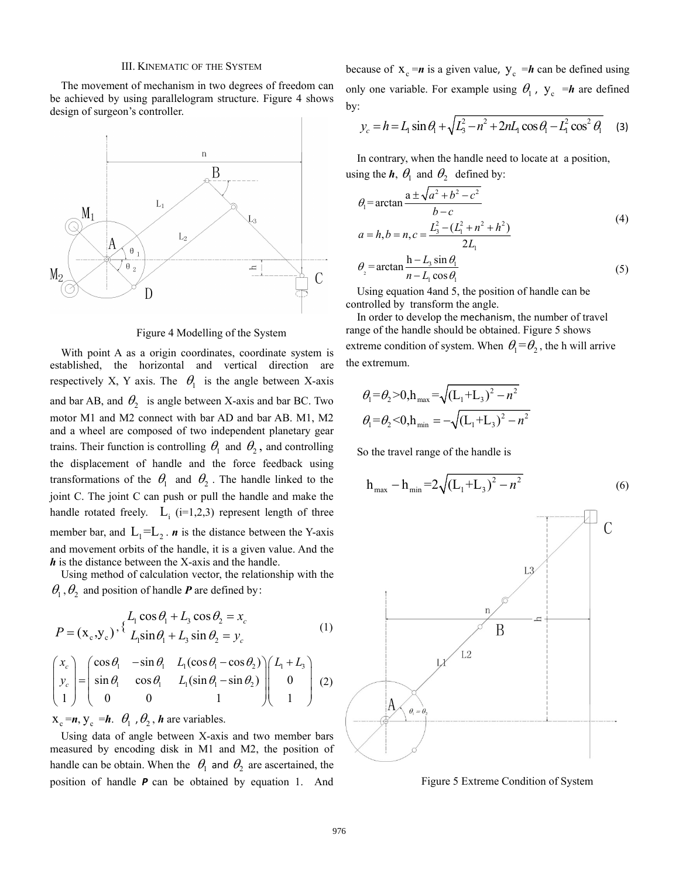### III. KINEMATIC OF THE SYSTEM

The movement of mechanism in two degrees of freedom can be achieved by using parallelogram structure. Figure 4 shows design of surgeon's controller.

Figure 4 Modelling of the System

With point A as a origin coordinates, coordinate system is established, the horizontal and vertical direction are respectively X, Y axis. The $\theta_1$ is the angle between X-axis and bar AB, and $\theta_2$ is angle between X-axis and bar BC. Two motor M1 and M2 connect with bar AD and bar AB. M1, M2 and a wheel are composed of two independent planetary gear trains. Their function is controlling $\theta_1$ and $\theta_2$, and controlling the displacement of handle and the force feedback using transformations of the $\theta_1$ and $\theta_2$. The handle linked to the joint C. The joint C can push or pull the handle and make the handle rotated freely. $L_i$ (i=1,2,3) represent length of three member bar, and $L_1 = L_2$. ***n*** is the distance between the Y-axis and movement orbits of the handle, it is a given value. And the ***h*** is the distance between the X-axis and the handle.

Using method of calculation vector, the relationship with the $\theta_1, \theta_2$ and position of handle ***P*** are defined by:

$$P = (x_c, y_c), \begin{cases} L_1 \cos\theta_1 + L_3 \cos\theta_2 = x_c \\ L_1 \sin\theta_1 + L_3 \sin\theta_2 = y_c \end{cases} \tag{1}$$

$$\begin{pmatrix} x_c \\ y_c \\ 1 \end{pmatrix} = \begin{pmatrix} \cos\theta_1 & -\sin\theta_1 & L_1(\cos\theta_1 - \cos\theta_2) \\ \sin\theta_1 & \cos\theta_1 & L_1(\sin\theta_1 - \sin\theta_2) \\ 0 & 0 & 1 \end{pmatrix} \begin{pmatrix} L_1 + L_3 \\ 0 \\ 1 \end{pmatrix} \tag{2}$$

$x_c = n$, $y_c = h$. $\theta_1, \theta_2$, ***h*** are variables.

Using data of angle between X-axis and two member bars measured by encoding disk in M1 and M2, the position of handle can be obtain. When the $\theta_1$ and $\theta_2$ are ascertained, the position of handle ***P*** can be obtained by equation 1. And because of $x_c = n$ is a given value, $y_c = h$ can be defined using only one variable. For example using $\theta_1$, $y_c = h$ are defined by:

$$y_c = h = L_1 \sin\theta_1 + \sqrt{L_3^2 - n^2 + 2nL_1\cos\theta_1 - L_1^2\cos^2\theta_1} \tag{3}$$

In contrary, when the handle need to locate at a position, using the ***h***, $\theta_1$ and $\theta_2$ defined by:

$$\theta_1 = \arctan\frac{a \pm \sqrt{a^2 + b^2 - c^2}}{b - c}$$
$$a = h, b = n, c = \frac{L_3^2 - (L_1^2 + n^2 + h^2)}{2L_1} \tag{4}$$

$$\theta_2 = \arctan\frac{h - L_3\sin\theta_1}{n - L_1\cos\theta_1} \tag{5}$$

Using equation 4and 5, the position of handle can be controlled by transform the angle.

In order to develop the mechanism, the number of travel range of the handle should be obtained. Figure 5 shows extreme condition of system. When $\theta_1 = \theta_2$, the h will arrive the extremum.

$$\theta_1 = \theta_2 > 0, h_{max} = \sqrt{(L_1 + L_3)^2 - n^2}$$
$$\theta_1 = \theta_2 < 0, h_{min} = -\sqrt{(L_1 + L_3)^2 - n^2}$$

So the travel range of the handle is

$$h_{max} - h_{min} = 2\sqrt{(L_1 + L_3)^2 - n^2} \tag{6}$$

Figure 5 Extreme Condition of System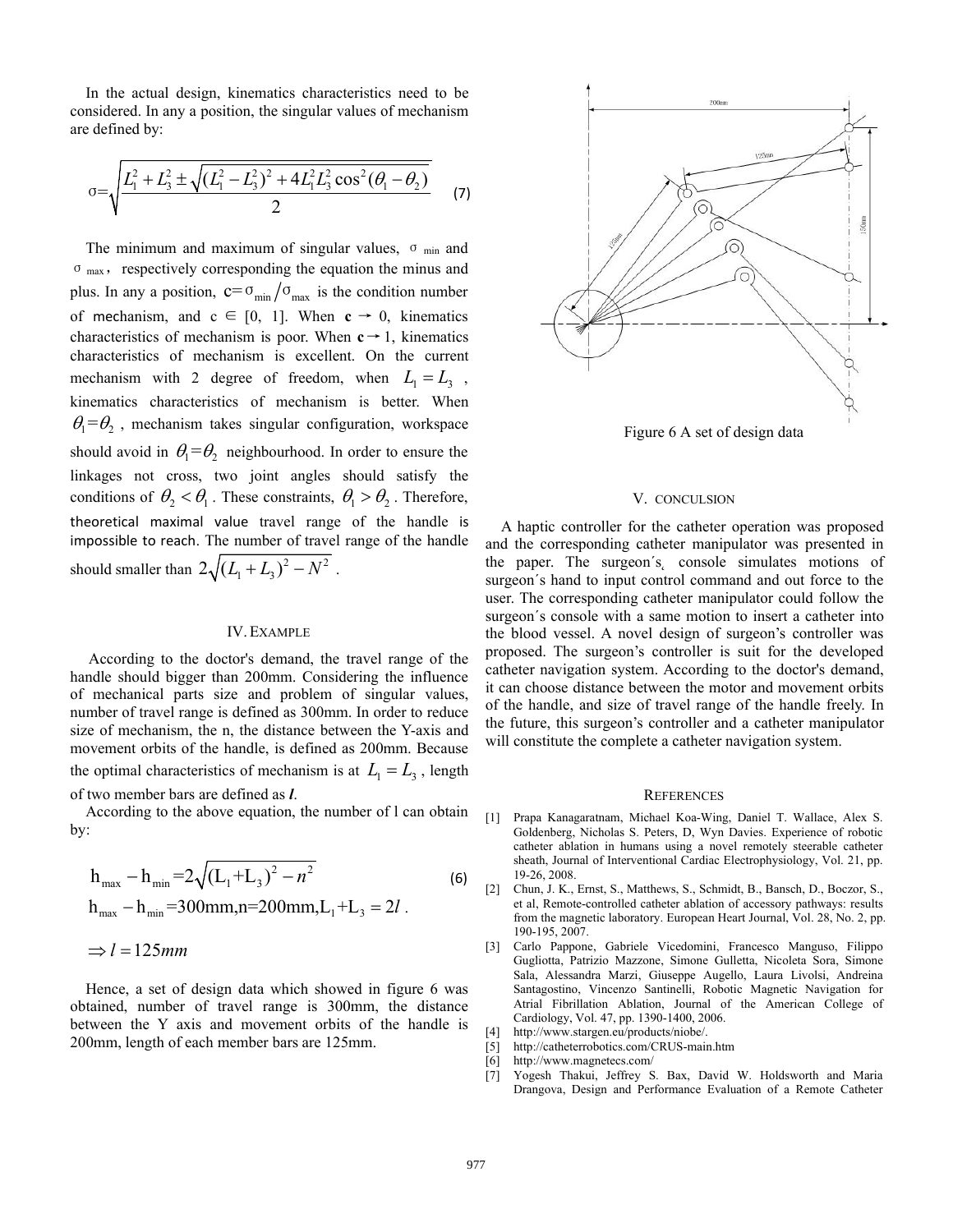In the actual design, kinematics characteristics need to be considered. In any a position, the singular values of mechanism are defined by:

$$\sigma=\sqrt{\frac{L_1^2+L_3^2 \pm \sqrt{(L_1^2-L_3^2)^2+4L_1^2L_3^2\cos^2(\theta_1-\theta_2)}}{2}} \quad (7)$$

The minimum and maximum of singular values, $\sigma_{min}$ and $\sigma_{max}$, respectively corresponding the equation the minus and plus. In any a position, $c=\sigma_{min}/\sigma_{max}$ is the condition number of mechanism, and $c \in [0, 1]$. When $c \to 0$, kinematics characteristics of mechanism is poor. When $c \to 1$, kinematics characteristics of mechanism is excellent. On the current mechanism with 2 degree of freedom, when $L_1 = L_3$, kinematics characteristics of mechanism is better. When $\theta_1=\theta_2$, mechanism takes singular configuration, workspace should avoid in $\theta_1=\theta_2$ neighbourhood. In order to ensure the linkages not cross, two joint angles should satisfy the conditions of $\theta_2 < \theta_1$. These constraints, $\theta_1 > \theta_2$. Therefore, theoretical maximal value travel range of the handle is impossible to reach. The number of travel range of the handle should smaller than $2\sqrt{(L_1+L_3)^2-N^2}$.

## IV. EXAMPLE

According to the doctor's demand, the travel range of the handle should bigger than 200mm. Considering the influence of mechanical parts size and problem of singular values, number of travel range is defined as 300mm. In order to reduce size of mechanism, the n, the distance between the Y-axis and movement orbits of the handle, is defined as 200mm. Because the optimal characteristics of mechanism is at $L_1 = L_3$, length of two member bars are defined as ***l***.

According to the above equation, the number of l can obtain by:

$$h_{max}-h_{min}=2\sqrt{(L_1+L_3)^2-n^2} \quad (6)$$

$$h_{max}-h_{min}=300mm, n=200mm, L_1+L_3=2l.$$

$$\Rightarrow l=125mm$$

Hence, a set of design data which showed in figure 6 was obtained, number of travel range is 300mm, the distance between the Y axis and movement orbits of the handle is 200mm, length of each member bars are 125mm.

Figure 6 A set of design data

## V. CONCULSION

A haptic controller for the catheter operation was proposed and the corresponding catheter manipulator was presented in the paper. The surgeon´s console simulates motions of surgeon´s hand to input control command and out force to the user. The corresponding catheter manipulator could follow the surgeon´s console with a same motion to insert a catheter into the blood vessel. A novel design of surgeon's controller was proposed. The surgeon's controller is suit for the developed catheter navigation system. According to the doctor's demand, it can choose distance between the motor and movement orbits of the handle, and size of travel range of the handle freely. In the future, this surgeon's controller and a catheter manipulator will constitute the complete a catheter navigation system.

## REFERENCES

[1] Prapa Kanagaratnam, Michael Koa-Wing, Daniel T. Wallace, Alex S. Goldenberg, Nicholas S. Peters, D, Wyn Davies. Experience of robotic catheter ablation in humans using a novel remotely steerable catheter sheath, Journal of Interventional Cardiac Electrophysiology, Vol. 21, pp. 19-26, 2008.

[2] Chun, J. K., Ernst, S., Matthews, S., Schmidt, B., Bansch, D., Boczor, S., et al, Remote-controlled catheter ablation of accessory pathways: results from the magnetic laboratory. European Heart Journal, Vol. 28, No. 2, pp. 190-195, 2007.

[3] Carlo Pappone, Gabriele Vicedomini, Francesco Manguso, Filippo Gugliotta, Patrizio Mazzone, Simone Gulletta, Nicoleta Sora, Simone Sala, Alessandra Marzi, Giuseppe Augello, Laura Livolsi, Andreina Santagostino, Vincenzo Santinelli, Robotic Magnetic Navigation for Atrial Fibrillation Ablation, Journal of the American College of Cardiology, Vol. 47, pp. 1390-1400, 2006.

[4] http://www.stargen.eu/products/niobe/.

[5] http://catheterrobotics.com/CRUS-main.htm

[6] http://www.magnetecs.com/

[7] Yogesh Thakui, Jeffrey S. Bax, David W. Holdsworth and Maria Drangova, Design and Performance Evaluation of a Remote Catheter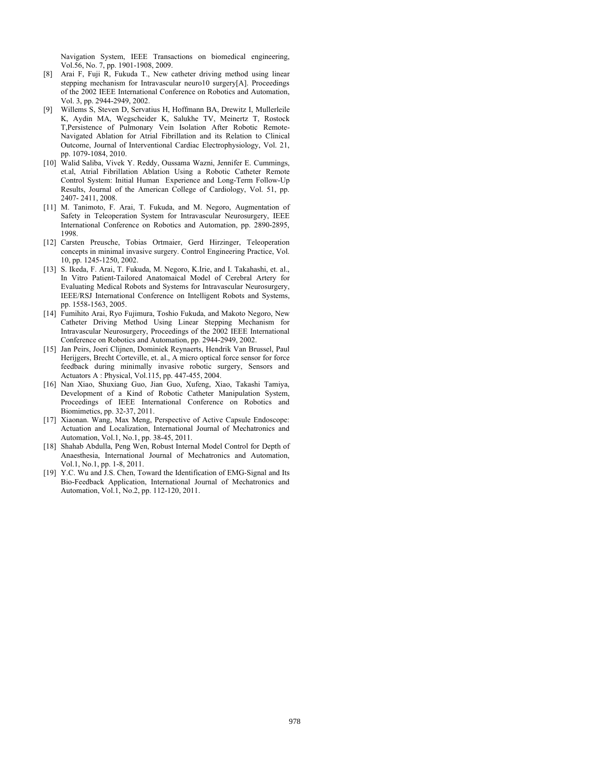Navigation System, IEEE Transactions on biomedical engineering, Vol.56, No. 7, pp. 1901-1908, 2009.

[8] Arai F, Fuji R, Fukuda T., New catheter driving method using linear stepping mechanism for Intravascular neuro10 surgery[A]. Proceedings of the 2002 IEEE International Conference on Robotics and Automation, Vol. 3, pp. 2944-2949, 2002.

[9] Willems S, Steven D, Servatius H, Hoffmann BA, Drewitz I, Mullerleile K, Aydin MA, Wegscheider K, Salukhe TV, Meinertz T, Rostock T,Persistence of Pulmonary Vein Isolation After Robotic Remote-Navigated Ablation for Atrial Fibrillation and its Relation to Clinical Outcome, Journal of Interventional Cardiac Electrophysiology, Vol. 21, pp. 1079-1084, 2010.

[10] Walid Saliba, Vivek Y. Reddy, Oussama Wazni, Jennifer E. Cummings, et.al, Atrial Fibrillation Ablation Using a Robotic Catheter Remote Control System: Initial Human Experience and Long-Term Follow-Up Results, Journal of the American College of Cardiology, Vol. 51, pp. 2407- 2411, 2008.

[11] M. Tanimoto, F. Arai, T. Fukuda, and M. Negoro, Augmentation of Safety in Teleoperation System for Intravascular Neurosurgery, IEEE International Conference on Robotics and Automation, pp. 2890-2895, 1998.

[12] Carsten Preusche, Tobias Ortmaier, Gerd Hirzinger, Teleoperation concepts in minimal invasive surgery. Control Engineering Practice, Vol. 10, pp. 1245-1250, 2002.

[13] S. Ikeda, F. Arai, T. Fukuda, M. Negoro, K.Irie, and I. Takahashi, et. al., In Vitro Patient-Tailored Anatomaical Model of Cerebral Artery for Evaluating Medical Robots and Systems for Intravascular Neurosurgery, IEEE/RSJ International Conference on Intelligent Robots and Systems, pp. 1558-1563, 2005.

[14] Fumihito Arai, Ryo Fujimura, Toshio Fukuda, and Makoto Negoro, New Catheter Driving Method Using Linear Stepping Mechanism for Intravascular Neurosurgery, Proceedings of the 2002 IEEE International Conference on Robotics and Automation, pp. 2944-2949, 2002.

[15] Jan Peirs, Joeri Clijnen, Dominiek Reynaerts, Hendrik Van Brussel, Paul Herijgers, Brecht Corteville, et. al., A micro optical force sensor for force feedback during minimally invasive robotic surgery, Sensors and Actuators A : Physical, Vol.115, pp. 447-455, 2004.

[16] Nan Xiao, Shuxiang Guo, Jian Guo, Xufeng, Xiao, Takashi Tamiya, Development of a Kind of Robotic Catheter Manipulation System, Proceedings of IEEE International Conference on Robotics and Biomimetics, pp. 32-37, 2011.

[17] Xiaonan. Wang, Max Meng, Perspective of Active Capsule Endoscope: Actuation and Localization, International Journal of Mechatronics and Automation, Vol.1, No.1, pp. 38-45, 2011.

[18] Shahab Abdulla, Peng Wen, Robust Internal Model Control for Depth of Anaesthesia, International Journal of Mechatronics and Automation, Vol.1, No.1, pp. 1-8, 2011.

[19] Y.C. Wu and J.S. Chen, Toward the Identification of EMG-Signal and Its Bio-Feedback Application, International Journal of Mechatronics and Automation, Vol.1, No.2, pp. 112-120, 2011.